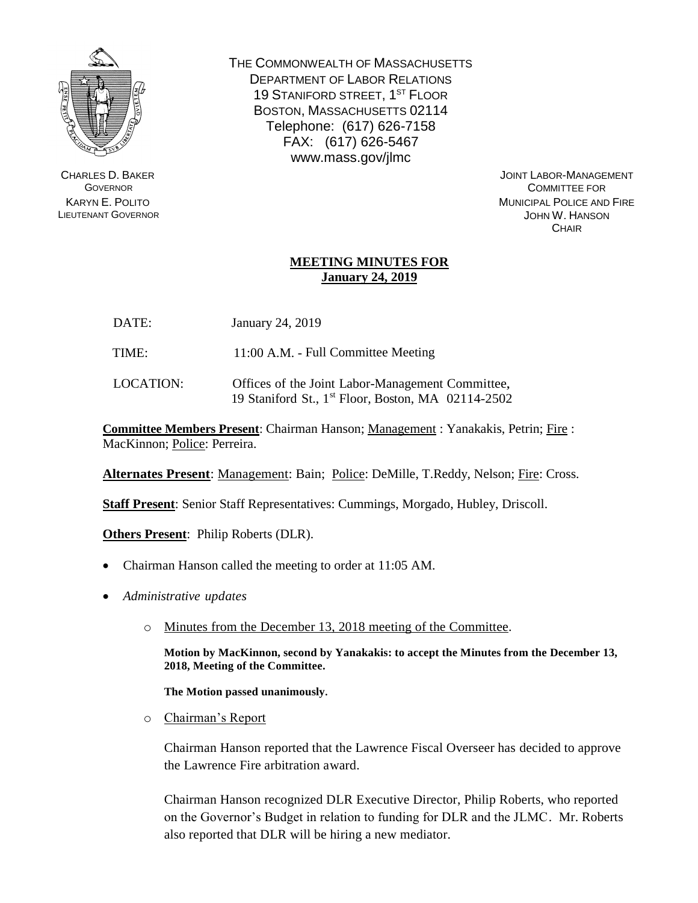THE COMMONWEALTH OF MASSACHUSETTS
DEPARTMENT OF LABOR RELATIONS
19 STANIFORD STREET, 1ST FLOOR
BOSTON, MASSACHUSETTS 02114
Telephone: (617) 626-7158
FAX: (617) 626-5467
www.mass.gov/jlmc

CHARLES D. BAKER
GOVERNOR
KARYN E. POLITO
LIEUTENANT GOVERNOR

JOINT LABOR-MANAGEMENT
COMMITTEE FOR
MUNICIPAL POLICE AND FIRE
JOHN W. HANSON
CHAIR

## MEETING MINUTES FOR January 24, 2019

DATE: January 24, 2019

TIME: 11:00 A.M. - Full Committee Meeting

LOCATION: Offices of the Joint Labor-Management Committee, 19 Staniford St., 1st Floor, Boston, MA 02114-2502

**Committee Members Present**: Chairman Hanson; Management : Yanakakis, Petrin; Fire : MacKinnon; Police: Perreira.

**Alternates Present**: Management: Bain; Police: DeMille, T.Reddy, Nelson; Fire: Cross.

**Staff Present**: Senior Staff Representatives: Cummings, Morgado, Hubley, Driscoll.

**Others Present**: Philip Roberts (DLR).

- Chairman Hanson called the meeting to order at 11:05 AM.
- *Administrative updates*
  - Minutes from the December 13, 2018 meeting of the Committee.

    **Motion by MacKinnon, second by Yanakakis: to accept the Minutes from the December 13, 2018, Meeting of the Committee.**

    **The Motion passed unanimously.**

  - Chairman's Report

    Chairman Hanson reported that the Lawrence Fiscal Overseer has decided to approve the Lawrence Fire arbitration award.

    Chairman Hanson recognized DLR Executive Director, Philip Roberts, who reported on the Governor's Budget in relation to funding for DLR and the JLMC. Mr. Roberts also reported that DLR will be hiring a new mediator.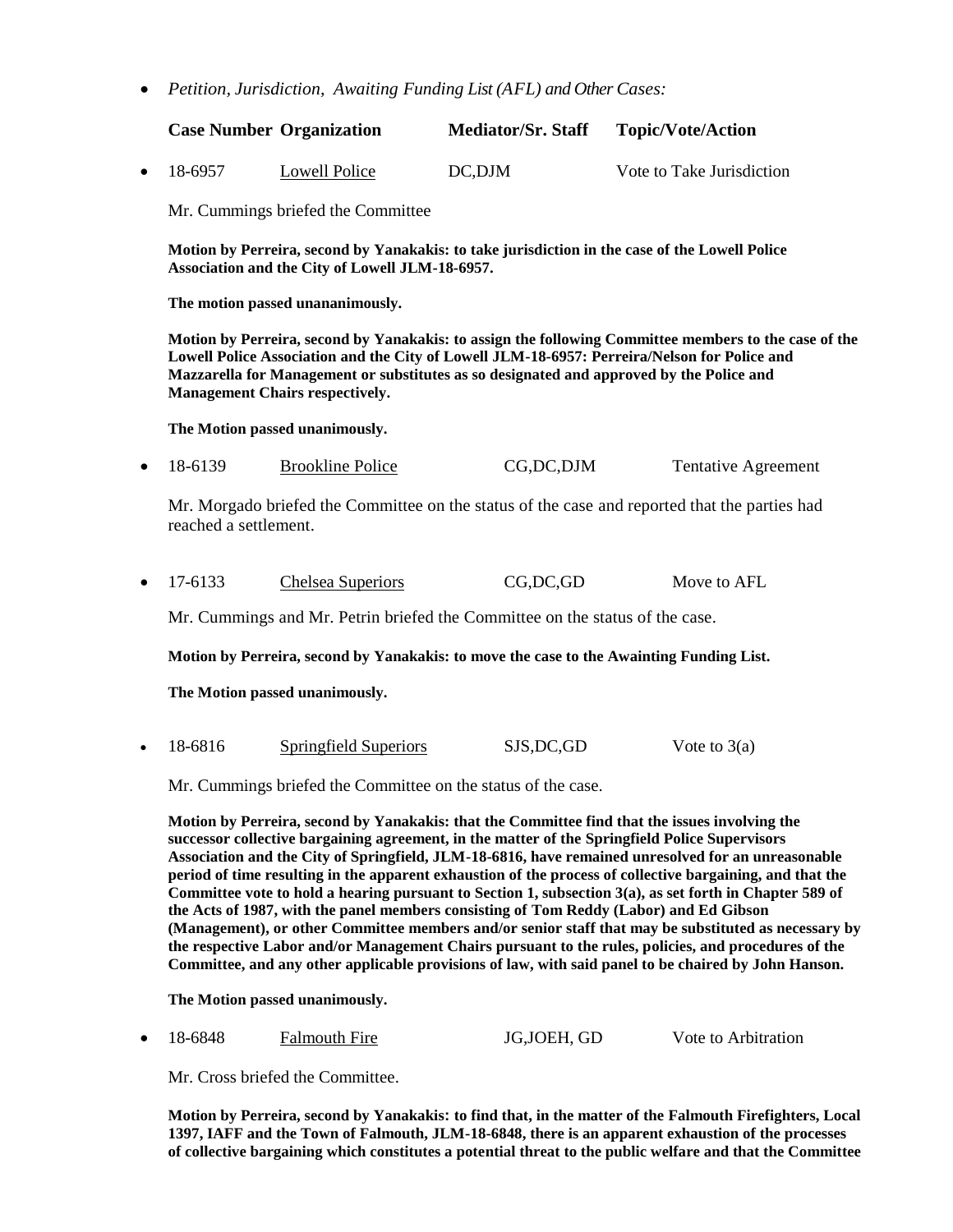- *Petition, Jurisdiction, Awaiting Funding List (AFL) and Other Cases:*

| Case Number | Organization | Mediator/Sr. Staff | Topic/Vote/Action |
|---|---|---|---|

- 18-6957 Lowell Police DC,DJM Vote to Take Jurisdiction

Mr. Cummings briefed the Committee

**Motion by Perreira, second by Yanakakis: to take jurisdiction in the case of the Lowell Police Association and the City of Lowell JLM-18-6957.**

**The motion passed unananimously.**

**Motion by Perreira, second by Yanakakis: to assign the following Committee members to the case of the Lowell Police Association and the City of Lowell JLM-18-6957: Perreira/Nelson for Police and Mazzarella for Management or substitutes as so designated and approved by the Police and Management Chairs respectively.**

**The Motion passed unanimously.**

- 18-6139 Brookline Police CG,DC,DJM Tentative Agreement

Mr. Morgado briefed the Committee on the status of the case and reported that the parties had reached a settlement.

- 17-6133 Chelsea Superiors CG,DC,GD Move to AFL

Mr. Cummings and Mr. Petrin briefed the Committee on the status of the case.

**Motion by Perreira, second by Yanakakis: to move the case to the Awainting Funding List.**

**The Motion passed unanimously.**

- 18-6816 Springfield Superiors SJS,DC,GD Vote to 3(a)

Mr. Cummings briefed the Committee on the status of the case.

**Motion by Perreira, second by Yanakakis: that the Committee find that the issues involving the successor collective bargaining agreement, in the matter of the Springfield Police Supervisors Association and the City of Springfield, JLM-18-6816, have remained unresolved for an unreasonable period of time resulting in the apparent exhaustion of the process of collective bargaining, and that the Committee vote to hold a hearing pursuant to Section 1, subsection 3(a), as set forth in Chapter 589 of the Acts of 1987, with the panel members consisting of Tom Reddy (Labor) and Ed Gibson (Management), or other Committee members and/or senior staff that may be substituted as necessary by the respective Labor and/or Management Chairs pursuant to the rules, policies, and procedures of the Committee, and any other applicable provisions of law, with said panel to be chaired by John Hanson.**

**The Motion passed unanimously.**

- 18-6848 Falmouth Fire JG,JOEH, GD Vote to Arbitration

Mr. Cross briefed the Committee.

**Motion by Perreira, second by Yanakakis: to find that, in the matter of the Falmouth Firefighters, Local 1397, IAFF and the Town of Falmouth, JLM-18-6848, there is an apparent exhaustion of the processes of collective bargaining which constitutes a potential threat to the public welfare and that the Committee**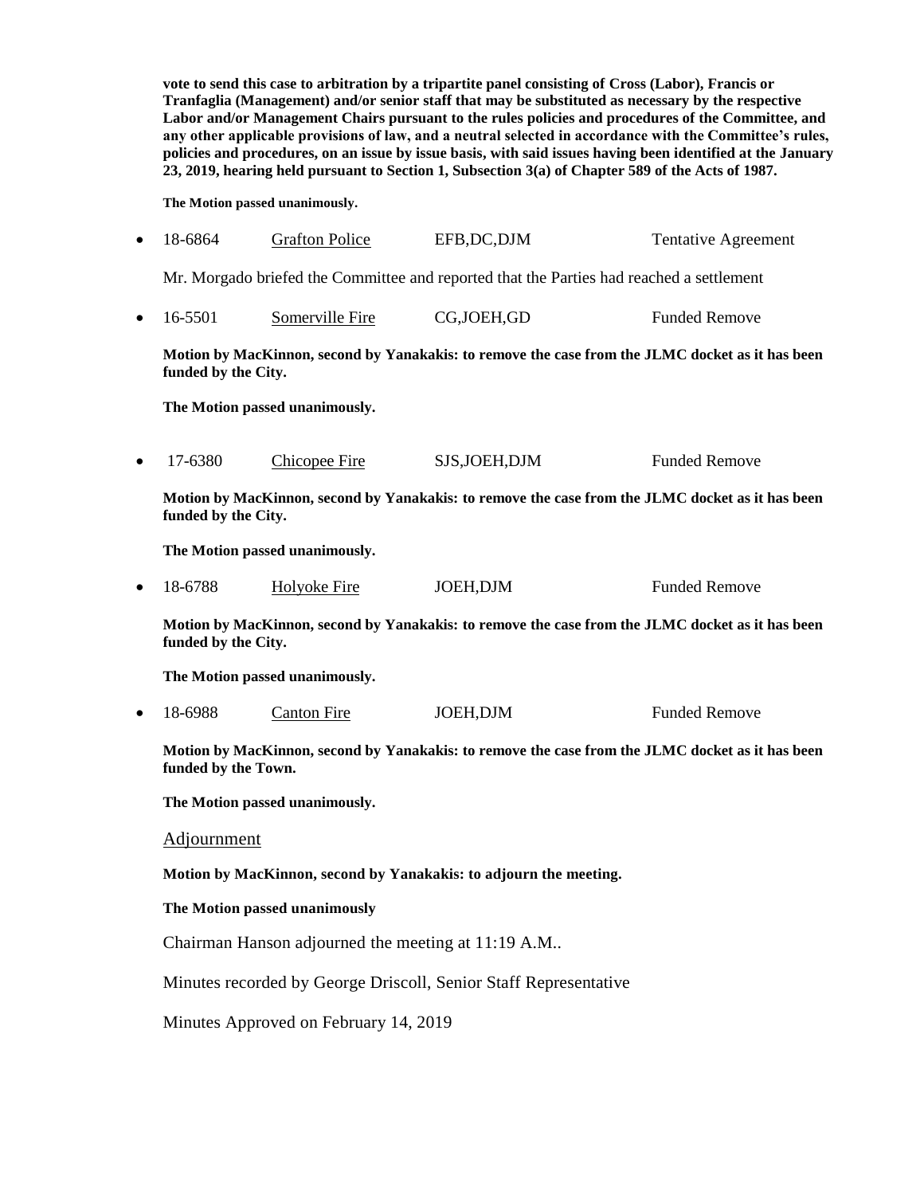**vote to send this case to arbitration by a tripartite panel consisting of Cross (Labor), Francis or Tranfaglia (Management) and/or senior staff that may be substituted as necessary by the respective Labor and/or Management Chairs pursuant to the rules policies and procedures of the Committee, and any other applicable provisions of law, and a neutral selected in accordance with the Committee's rules, policies and procedures, on an issue by issue basis, with said issues having been identified at the January 23, 2019, hearing held pursuant to Section 1, Subsection 3(a) of Chapter 589 of the Acts of 1987.**

**The Motion passed unanimously.**

- 18-6864 Grafton Police EFB,DC,DJM Tentative Agreement

  Mr. Morgado briefed the Committee and reported that the Parties had reached a settlement

- 16-5501 Somerville Fire CG,JOEH,GD Funded Remove

  **Motion by MacKinnon, second by Yanakakis: to remove the case from the JLMC docket as it has been funded by the City.**

  **The Motion passed unanimously.**

- 17-6380 Chicopee Fire SJS,JOEH,DJM Funded Remove

  **Motion by MacKinnon, second by Yanakakis: to remove the case from the JLMC docket as it has been funded by the City.**

  **The Motion passed unanimously.**

- 18-6788 Holyoke Fire JOEH,DJM Funded Remove

  **Motion by MacKinnon, second by Yanakakis: to remove the case from the JLMC docket as it has been funded by the City.**

  **The Motion passed unanimously.**

- 18-6988 Canton Fire JOEH,DJM Funded Remove

  **Motion by MacKinnon, second by Yanakakis: to remove the case from the JLMC docket as it has been funded by the Town.**

  **The Motion passed unanimously.**

Adjournment

**Motion by MacKinnon, second by Yanakakis: to adjourn the meeting.**

**The Motion passed unanimously**

Chairman Hanson adjourned the meeting at 11:19 A.M..

Minutes recorded by George Driscoll, Senior Staff Representative

Minutes Approved on February 14, 2019